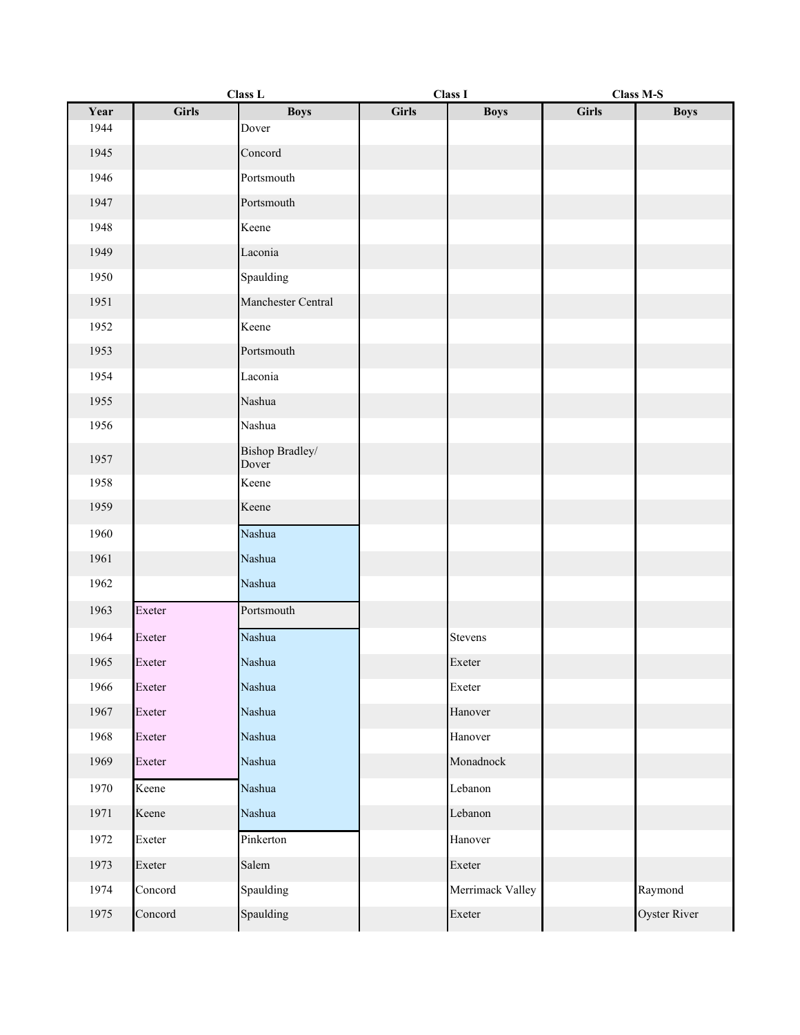| | Class L | | Class I | | Class M-S | |
|---|---|---|---|---|---|---|
| Year | Girls | Boys | Girls | Boys | Girls | Boys |
| 1944 | | Dover | | | | |
| 1945 | | Concord | | | | |
| 1946 | | Portsmouth | | | | |
| 1947 | | Portsmouth | | | | |
| 1948 | | Keene | | | | |
| 1949 | | Laconia | | | | |
| 1950 | | Spaulding | | | | |
| 1951 | | Manchester Central | | | | |
| 1952 | | Keene | | | | |
| 1953 | | Portsmouth | | | | |
| 1954 | | Laconia | | | | |
| 1955 | | Nashua | | | | |
| 1956 | | Nashua | | | | |
| 1957 | | Bishop Bradley/ Dover | | | | |
| 1958 | | Keene | | | | |
| 1959 | | Keene | | | | |
| 1960 | | Nashua | | | | |
| 1961 | | Nashua | | | | |
| 1962 | | Nashua | | | | |
| 1963 | Exeter | Portsmouth | | | | |
| 1964 | Exeter | Nashua | | Stevens | | |
| 1965 | Exeter | Nashua | | Exeter | | |
| 1966 | Exeter | Nashua | | Exeter | | |
| 1967 | Exeter | Nashua | | Hanover | | |
| 1968 | Exeter | Nashua | | Hanover | | |
| 1969 | Exeter | Nashua | | Monadnock | | |
| 1970 | Keene | Nashua | | Lebanon | | |
| 1971 | Keene | Nashua | | Lebanon | | |
| 1972 | Exeter | Pinkerton | | Hanover | | |
| 1973 | Exeter | Salem | | Exeter | | |
| 1974 | Concord | Spaulding | | Merrimack Valley | | Raymond |
| 1975 | Concord | Spaulding | | Exeter | | Oyster River |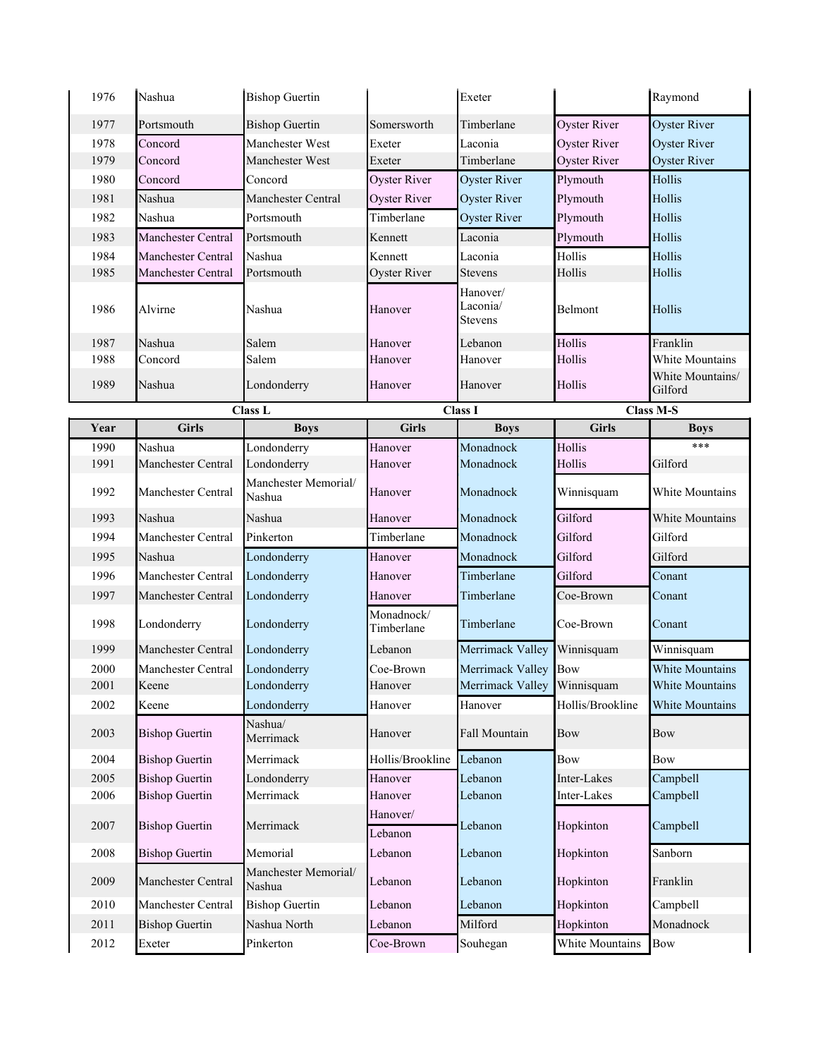| | | | | | | |
|---|---|---|---|---|---|---|
| 1976 | Nashua | Bishop Guertin | | Exeter | | Raymond |
| 1977 | Portsmouth | Bishop Guertin | Somersworth | Timberlane | Oyster River | Oyster River |
| 1978 | Concord | Manchester West | Exeter | Laconia | Oyster River | Oyster River |
| 1979 | Concord | Manchester West | Exeter | Timberlane | Oyster River | Oyster River |
| 1980 | Concord | Concord | Oyster River | Oyster River | Plymouth | Hollis |
| 1981 | Nashua | Manchester Central | Oyster River | Oyster River | Plymouth | Hollis |
| 1982 | Nashua | Portsmouth | Timberlane | Oyster River | Plymouth | Hollis |
| 1983 | Manchester Central | Portsmouth | Kennett | Laconia | Plymouth | Hollis |
| 1984 | Manchester Central | Nashua | Kennett | Laconia | Hollis | Hollis |
| 1985 | Manchester Central | Portsmouth | Oyster River | Stevens | Hollis | Hollis |
| 1986 | Alvirne | Nashua | Hanover | Hanover/ Laconia/ Stevens | Belmont | Hollis |
| 1987 | Nashua | Salem | Hanover | Lebanon | Hollis | Franklin |
| 1988 | Concord | Salem | Hanover | Hanover | Hollis | White Mountains |
| 1989 | Nashua | Londonderry | Hanover | Hanover | Hollis | White Mountains/ Gilford |

| | Class L | | Class I | | Class M-S | |
|---|---|---|---|---|---|---|
| **Year** | **Girls** | **Boys** | **Girls** | **Boys** | **Girls** | **Boys** |
| 1990 | Nashua | Londonderry | Hanover | Monadnock | Hollis | *** |
| 1991 | Manchester Central | Londonderry | Hanover | Monadnock | Hollis | Gilford |
| 1992 | Manchester Central | Manchester Memorial/ Nashua | Hanover | Monadnock | Winnisquam | White Mountains |
| 1993 | Nashua | Nashua | Hanover | Monadnock | Gilford | White Mountains |
| 1994 | Manchester Central | Pinkerton | Timberlane | Monadnock | Gilford | Gilford |
| 1995 | Nashua | Londonderry | Hanover | Monadnock | Gilford | Gilford |
| 1996 | Manchester Central | Londonderry | Hanover | Timberlane | Gilford | Conant |
| 1997 | Manchester Central | Londonderry | Hanover | Timberlane | Coe-Brown | Conant |
| 1998 | Londonderry | Londonderry | Monadnock/ Timberlane | Timberlane | Coe-Brown | Conant |
| 1999 | Manchester Central | Londonderry | Lebanon | Merrimack Valley | Winnisquam | Winnisquam |
| 2000 | Manchester Central | Londonderry | Coe-Brown | Merrimack Valley | Bow | White Mountains |
| 2001 | Keene | Londonderry | Hanover | Merrimack Valley | Winnisquam | White Mountains |
| 2002 | Keene | Londonderry | Hanover | Hanover | Hollis/Brookline | White Mountains |
| 2003 | Bishop Guertin | Nashua/ Merrimack | Hanover | Fall Mountain | Bow | Bow |
| 2004 | Bishop Guertin | Merrimack | Hollis/Brookline | Lebanon | Bow | Bow |
| 2005 | Bishop Guertin | Londonderry | Hanover | Lebanon | Inter-Lakes | Campbell |
| 2006 | Bishop Guertin | Merrimack | Hanover | Lebanon | Inter-Lakes | Campbell |
| 2007 | Bishop Guertin | Merrimack | Hanover/ Lebanon | Lebanon | Hopkinton | Campbell |
| 2008 | Bishop Guertin | Memorial | Lebanon | Lebanon | Hopkinton | Sanborn |
| 2009 | Manchester Central | Manchester Memorial/ Nashua | Lebanon | Lebanon | Hopkinton | Franklin |
| 2010 | Manchester Central | Bishop Guertin | Lebanon | Lebanon | Hopkinton | Campbell |
| 2011 | Bishop Guertin | Nashua North | Lebanon | Milford | Hopkinton | Monadnock |
| 2012 | Exeter | Pinkerton | Coe-Brown | Souhegan | White Mountains | Bow |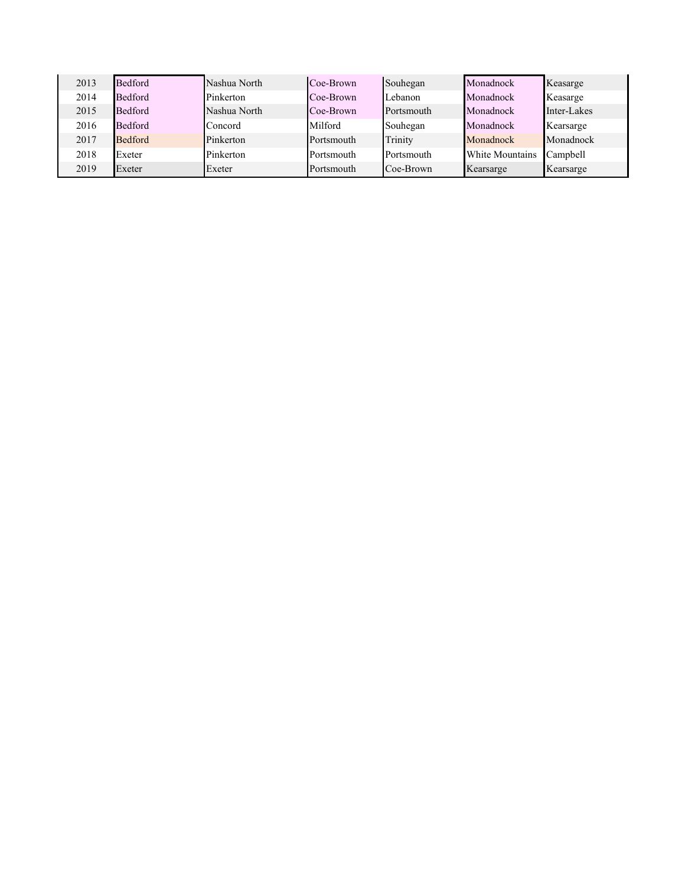| | | | | | | |
|---|---|---|---|---|---|---|
| 2013 | Bedford | Nashua North | Coe-Brown | Souhegan | Monadnock | Keasarge |
| 2014 | Bedford | Pinkerton | Coe-Brown | Lebanon | Monadnock | Keasarge |
| 2015 | Bedford | Nashua North | Coe-Brown | Portsmouth | Monadnock | Inter-Lakes |
| 2016 | Bedford | Concord | Milford | Souhegan | Monadnock | Kearsarge |
| 2017 | Bedford | Pinkerton | Portsmouth | Trinity | Monadnock | Monadnock |
| 2018 | Exeter | Pinkerton | Portsmouth | Portsmouth | White Mountains | Campbell |
| 2019 | Exeter | Exeter | Portsmouth | Coe-Brown | Kearsarge | Kearsarge |